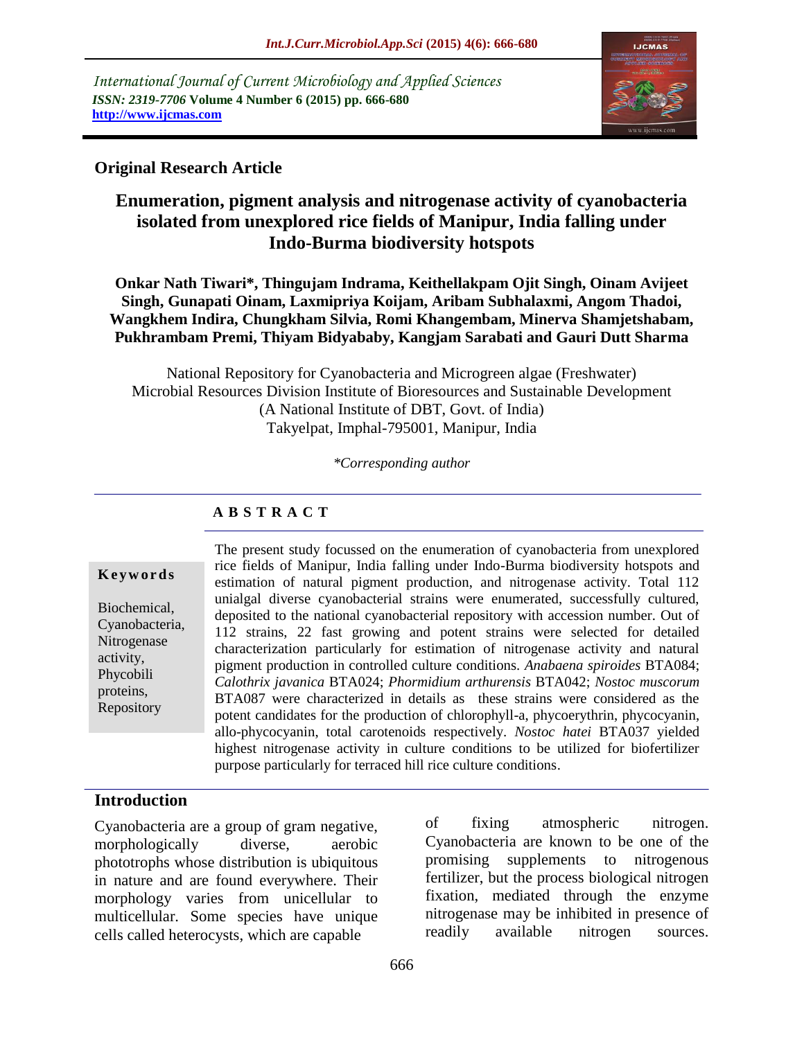International Journal of Current Microbiology and Applied Sciences
*ISSN: 2319-7706* **Volume 4 Number 6 (2015) pp. 666-680**
**http://www.ijcmas.com**

**Original Research Article**

# Enumeration, pigment analysis and nitrogenase activity of cyanobacteria isolated from unexplored rice fields of Manipur, India falling under Indo-Burma biodiversity hotspots

**Onkar Nath Tiwari\*, Thingujam Indrama, Keithellakpam Ojit Singh, Oinam Avijeet Singh, Gunapati Oinam, Laxmipriya Koijam, Aribam Subhalaxmi, Angom Thadoi, Wangkhem Indira, Chungkham Silvia, Romi Khangembam, Minerva Shamjetshabam, Pukhrambam Premi, Thiyam Bidyababy, Kangjam Sarabati and Gauri Dutt Sharma**

National Repository for Cyanobacteria and Microgreen algae (Freshwater)
Microbial Resources Division Institute of Bioresources and Sustainable Development
(A National Institute of DBT, Govt. of India)
Takyelpat, Imphal-795001, Manipur, India

*\*Corresponding author*

## ABSTRACT

**Keywords**

Biochemical, Cyanobacteria, Nitrogenase activity, Phycobili proteins, Repository

The present study focussed on the enumeration of cyanobacteria from unexplored rice fields of Manipur, India falling under Indo-Burma biodiversity hotspots and estimation of natural pigment production, and nitrogenase activity. Total 112 unialgal diverse cyanobacterial strains were enumerated, successfully cultured, deposited to the national cyanobacterial repository with accession number. Out of 112 strains, 22 fast growing and potent strains were selected for detailed characterization particularly for estimation of nitrogenase activity and natural pigment production in controlled culture conditions. *Anabaena spiroides* BTA084; *Calothrix javanica* BTA024; *Phormidium arthurensis* BTA042; *Nostoc muscorum* BTA087 were characterized in details as these strains were considered as the potent candidates for the production of chlorophyll-a, phycoerythrin, phycocyanin, allo-phycocyanin, total carotenoids respectively. *Nostoc hatei* BTA037 yielded highest nitrogenase activity in culture conditions to be utilized for biofertilizer purpose particularly for terraced hill rice culture conditions.

## Introduction

Cyanobacteria are a group of gram negative, morphologically diverse, aerobic phototrophs whose distribution is ubiquitous in nature and are found everywhere. Their morphology varies from unicellular to multicellular. Some species have unique cells called heterocysts, which are capable of fixing atmospheric nitrogen. Cyanobacteria are known to be one of the promising supplements to nitrogenous fertilizer, but the process biological nitrogen fixation, mediated through the enzyme nitrogenase may be inhibited in presence of readily available nitrogen sources.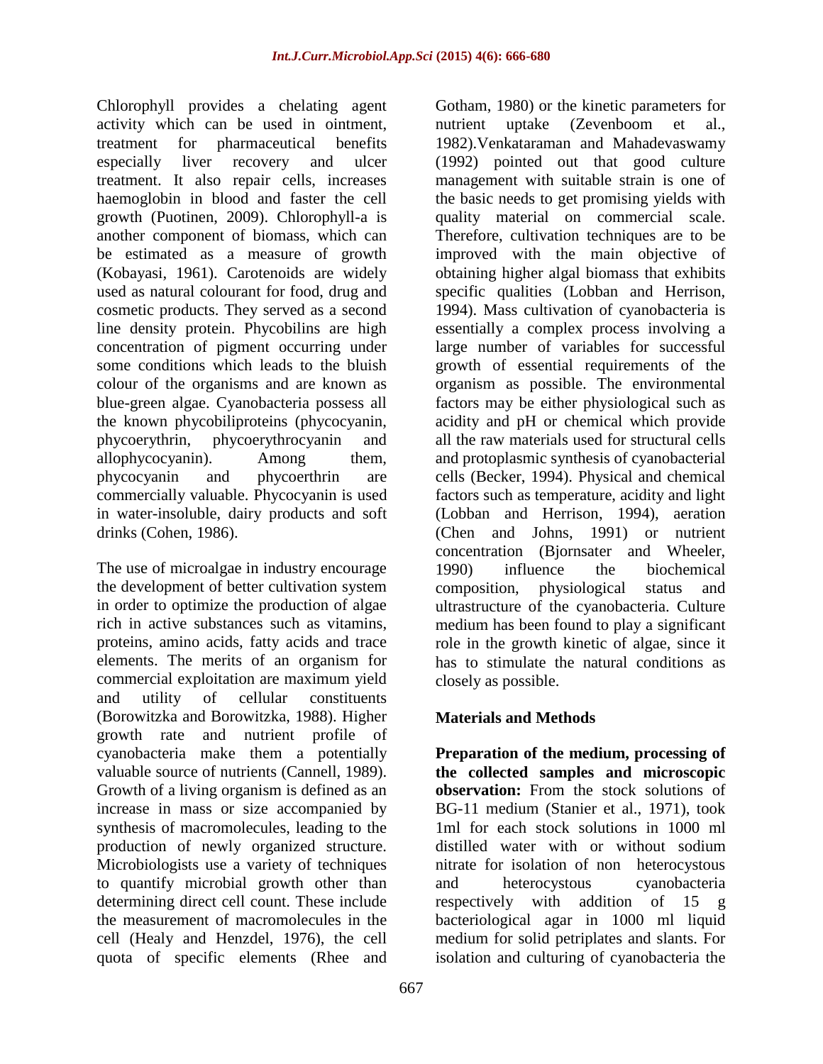Chlorophyll provides a chelating agent activity which can be used in ointment, treatment for pharmaceutical benefits especially liver recovery and ulcer treatment. It also repair cells, increases haemoglobin in blood and faster the cell growth (Puotinen, 2009). Chlorophyll-a is another component of biomass, which can be estimated as a measure of growth (Kobayasi, 1961). Carotenoids are widely used as natural colourant for food, drug and cosmetic products. They served as a second line density protein. Phycobilins are high concentration of pigment occurring under some conditions which leads to the bluish colour of the organisms and are known as blue-green algae. Cyanobacteria possess all the known phycobiliproteins (phycocyanin, phycoerythrin, phycoerythrocyanin and allophycocyanin). Among them, phycocyanin and phycoerthrin are commercially valuable. Phycocyanin is used in water-insoluble, dairy products and soft drinks (Cohen, 1986).

The use of microalgae in industry encourage the development of better cultivation system in order to optimize the production of algae rich in active substances such as vitamins, proteins, amino acids, fatty acids and trace elements. The merits of an organism for commercial exploitation are maximum yield and utility of cellular constituents (Borowitzka and Borowitzka, 1988). Higher growth rate and nutrient profile of cyanobacteria make them a potentially valuable source of nutrients (Cannell, 1989). Growth of a living organism is defined as an increase in mass or size accompanied by synthesis of macromolecules, leading to the production of newly organized structure. Microbiologists use a variety of techniques to quantify microbial growth other than determining direct cell count. These include the measurement of macromolecules in the cell (Healy and Henzdel, 1976), the cell quota of specific elements (Rhee and Gotham, 1980) or the kinetic parameters for nutrient uptake (Zevenboom et al., 1982).Venkataraman and Mahadevaswamy (1992) pointed out that good culture management with suitable strain is one of the basic needs to get promising yields with quality material on commercial scale. Therefore, cultivation techniques are to be improved with the main objective of obtaining higher algal biomass that exhibits specific qualities (Lobban and Herrison, 1994). Mass cultivation of cyanobacteria is essentially a complex process involving a large number of variables for successful growth of essential requirements of the organism as possible. The environmental factors may be either physiological such as acidity and pH or chemical which provide all the raw materials used for structural cells and protoplasmic synthesis of cyanobacterial cells (Becker, 1994). Physical and chemical factors such as temperature, acidity and light (Lobban and Herrison, 1994), aeration (Chen and Johns, 1991) or nutrient concentration (Bjornsater and Wheeler, 1990) influence the biochemical composition, physiological status and ultrastructure of the cyanobacteria. Culture medium has been found to play a significant role in the growth kinetic of algae, since it has to stimulate the natural conditions as closely as possible.

## Materials and Methods

**Preparation of the medium, processing of the collected samples and microscopic observation:** From the stock solutions of BG-11 medium (Stanier et al., 1971), took 1ml for each stock solutions in 1000 ml distilled water with or without sodium nitrate for isolation of non heterocystous and heterocystous cyanobacteria respectively with addition of 15 g bacteriological agar in 1000 ml liquid medium for solid petriplates and slants. For isolation and culturing of cyanobacteria the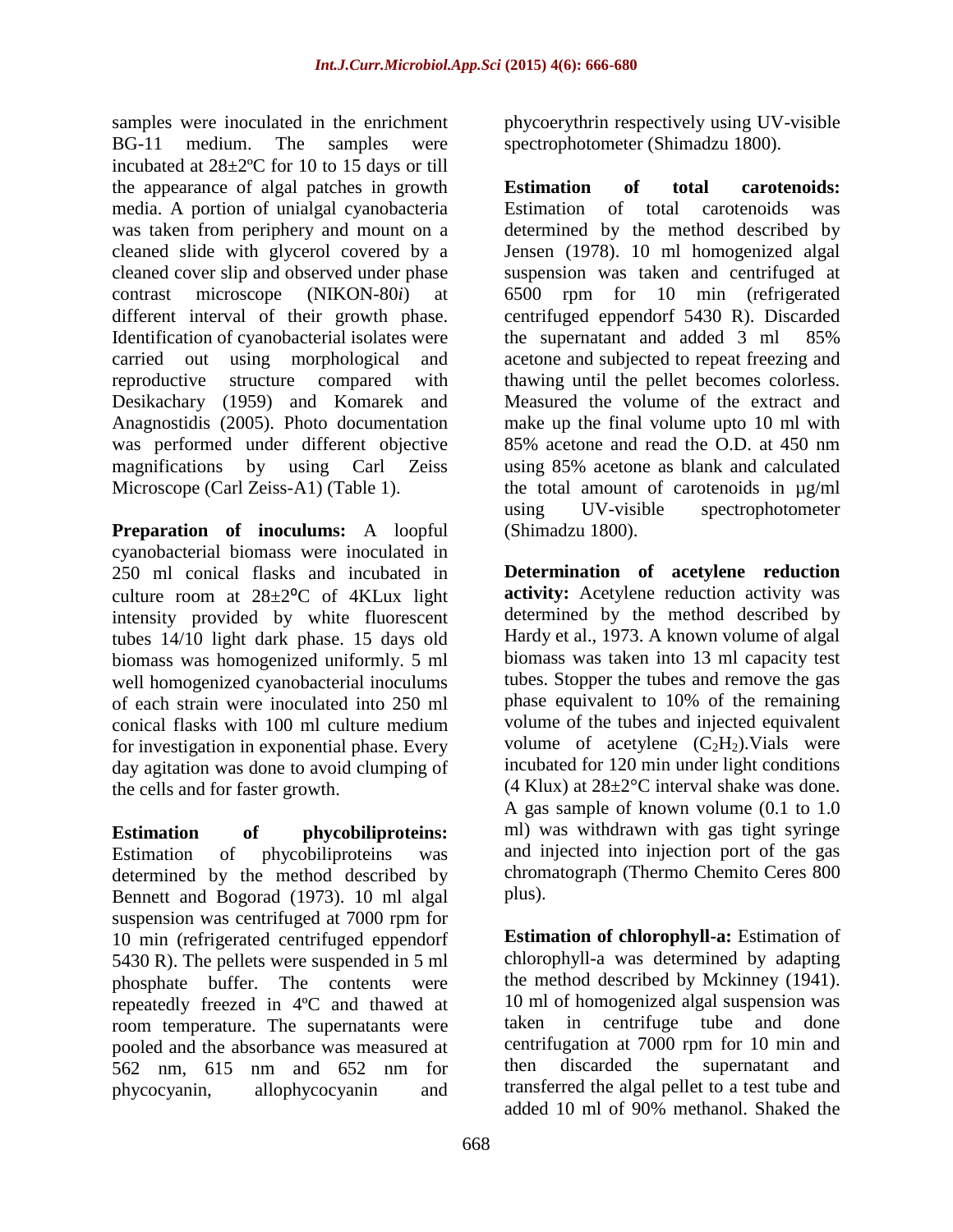samples were inoculated in the enrichment BG-11 medium. The samples were incubated at 28±2ºC for 10 to 15 days or till the appearance of algal patches in growth media. A portion of unialgal cyanobacteria was taken from periphery and mount on a cleaned slide with glycerol covered by a cleaned cover slip and observed under phase contrast microscope (NIKON-80*i*) at different interval of their growth phase. Identification of cyanobacterial isolates were carried out using morphological and reproductive structure compared with Desikachary (1959) and Komarek and Anagnostidis (2005). Photo documentation was performed under different objective magnifications by using Carl Zeiss Microscope (Carl Zeiss-A1) (Table 1).

**Preparation of inoculums:** A loopful cyanobacterial biomass were inoculated in 250 ml conical flasks and incubated in culture room at 28±2ºC of 4KLux light intensity provided by white fluorescent tubes 14/10 light dark phase. 15 days old biomass was homogenized uniformly. 5 ml well homogenized cyanobacterial inoculums of each strain were inoculated into 250 ml conical flasks with 100 ml culture medium for investigation in exponential phase. Every day agitation was done to avoid clumping of the cells and for faster growth.

**Estimation of phycobiliproteins:** Estimation of phycobiliproteins was determined by the method described by Bennett and Bogorad (1973). 10 ml algal suspension was centrifuged at 7000 rpm for 10 min (refrigerated centrifuged eppendorf 5430 R). The pellets were suspended in 5 ml phosphate buffer. The contents were repeatedly freezed in 4ºC and thawed at room temperature. The supernatants were pooled and the absorbance was measured at 562 nm, 615 nm and 652 nm for phycocyanin, allophycocyanin and phycoerythrin respectively using UV-visible spectrophotometer (Shimadzu 1800).

**Estimation of total carotenoids:** Estimation of total carotenoids was determined by the method described by Jensen (1978). 10 ml homogenized algal suspension was taken and centrifuged at 6500 rpm for 10 min (refrigerated centrifuged eppendorf 5430 R). Discarded the supernatant and added 3 ml 85% acetone and subjected to repeat freezing and thawing until the pellet becomes colorless. Measured the volume of the extract and make up the final volume upto 10 ml with 85% acetone and read the O.D. at 450 nm using 85% acetone as blank and calculated the total amount of carotenoids in µg/ml using UV-visible spectrophotometer (Shimadzu 1800).

**Determination of acetylene reduction activity:** Acetylene reduction activity was determined by the method described by Hardy et al., 1973. A known volume of algal biomass was taken into 13 ml capacity test tubes. Stopper the tubes and remove the gas phase equivalent to 10% of the remaining volume of the tubes and injected equivalent volume of acetylene ($C_2H_2$).Vials were incubated for 120 min under light conditions (4 Klux) at 28±2°C interval shake was done. A gas sample of known volume (0.1 to 1.0 ml) was withdrawn with gas tight syringe and injected into injection port of the gas chromatograph (Thermo Chemito Ceres 800 plus).

**Estimation of chlorophyll-a:** Estimation of chlorophyll-a was determined by adapting the method described by Mckinney (1941). 10 ml of homogenized algal suspension was taken in centrifuge tube and done centrifugation at 7000 rpm for 10 min and then discarded the supernatant and transferred the algal pellet to a test tube and added 10 ml of 90% methanol. Shaked the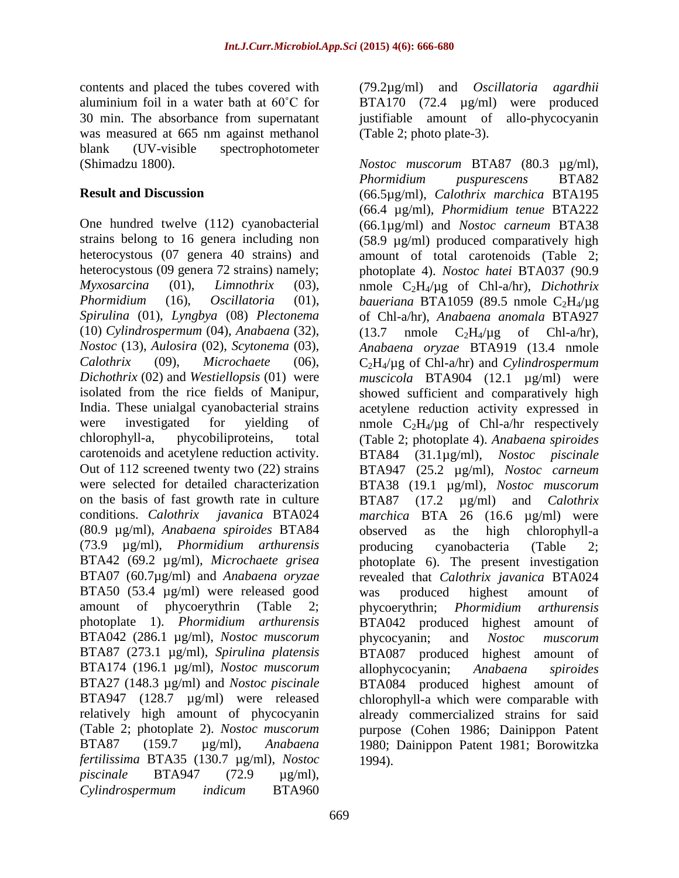contents and placed the tubes covered with aluminium foil in a water bath at 60˚C for 30 min. The absorbance from supernatant was measured at 665 nm against methanol blank (UV-visible spectrophotometer (Shimadzu 1800).

## Result and Discussion

One hundred twelve (112) cyanobacterial strains belong to 16 genera including non heterocystous (07 genera 40 strains) and heterocystous (09 genera 72 strains) namely; *Myxosarcina* (01), *Limnothrix* (03), *Phormidium* (16), *Oscillatoria* (01), *Spirulina* (01), *Lyngbya* (08) *Plectonema* (10) *Cylindrospermum* (04), *Anabaena* (32), *Nostoc* (13), *Aulosira* (02), *Scytonema* (03), *Calothrix* (09), *Microchaete* (06), *Dichothrix* (02) and *Westiellopsis* (01) were isolated from the rice fields of Manipur, India. These unialgal cyanobacterial strains were investigated for yielding of chlorophyll-a, phycobiliproteins, total carotenoids and acetylene reduction activity. Out of 112 screened twenty two (22) strains were selected for detailed characterization on the basis of fast growth rate in culture conditions. *Calothrix javanica* BTA024 (80.9 µg/ml), *Anabaena spiroides* BTA84 (73.9 µg/ml), *Phormidium arthurensis* BTA42 (69.2 µg/ml), *Microchaete grisea* BTA07 (60.7µg/ml) and *Anabaena oryzae* BTA50 (53.4 µg/ml) were released good amount of phycoerythrin (Table 2; photoplate 1). *Phormidium arthurensis* BTA042 (286.1 µg/ml), *Nostoc muscorum* BTA87 (273.1 µg/ml), *Spirulina platensis* BTA174 (196.1 µg/ml), *Nostoc muscorum* BTA27 (148.3 µg/ml) and *Nostoc piscinale* BTA947 (128.7 µg/ml) were released relatively high amount of phycocyanin (Table 2; photoplate 2). *Nostoc muscorum* BTA87 (159.7 µg/ml), *Anabaena fertilissima* BTA35 (130.7 µg/ml), *Nostoc piscinale* BTA947 (72.9 µg/ml), *Cylindrospermum indicum* BTA960 (79.2µg/ml) and *Oscillatoria agardhii* BTA170 (72.4 µg/ml) were produced justifiable amount of allo-phycocyanin (Table 2; photo plate-3).

*Nostoc muscorum* BTA87 (80.3 µg/ml), *Phormidium puspurescens* BTA82 (66.5µg/ml), *Calothrix marchica* BTA195 (66.4 µg/ml), *Phormidium tenue* BTA222 (66.1µg/ml) and *Nostoc carneum* BTA38 (58.9 µg/ml) produced comparatively high amount of total carotenoids (Table 2; photoplate 4). *Nostoc hatei* BTA037 (90.9 nmole $C_2H_4$/µg of Chl-a/hr), *Dichothrix baueriana* BTA1059 (89.5 nmole $C_2H_4$/µg of Chl-a/hr), *Anabaena anomala* BTA927 (13.7 nmole $C_2H_4$/µg of Chl-a/hr), *Anabaena oryzae* BTA919 (13.4 nmole $C_2H_4$/µg of Chl-a/hr) and *Cylindrospermum muscicola* BTA904 (12.1 µg/ml) were showed sufficient and comparatively high acetylene reduction activity expressed in nmole $C_2H_4$/µg of Chl-a/hr respectively (Table 2; photoplate 4). *Anabaena spiroides* BTA84 (31.1µg/ml), *Nostoc piscinale* BTA947 (25.2 µg/ml), *Nostoc carneum* BTA38 (19.1 µg/ml), *Nostoc muscorum* BTA87 (17.2 µg/ml) and *Calothrix marchica* BTA 26 (16.6 µg/ml) were observed as the high chlorophyll-a producing cyanobacteria (Table 2; photoplate 6). The present investigation revealed that *Calothrix javanica* BTA024 was produced highest amount of phycoerythrin; *Phormidium arthurensis* BTA042 produced highest amount of phycocyanin; and *Nostoc muscorum* BTA087 produced highest amount of allophycocyanin; *Anabaena spiroides* BTA084 produced highest amount of chlorophyll-a which were comparable with already commercialized strains for said purpose (Cohen 1986; Dainippon Patent 1980; Dainippon Patent 1981; Borowitzka 1994).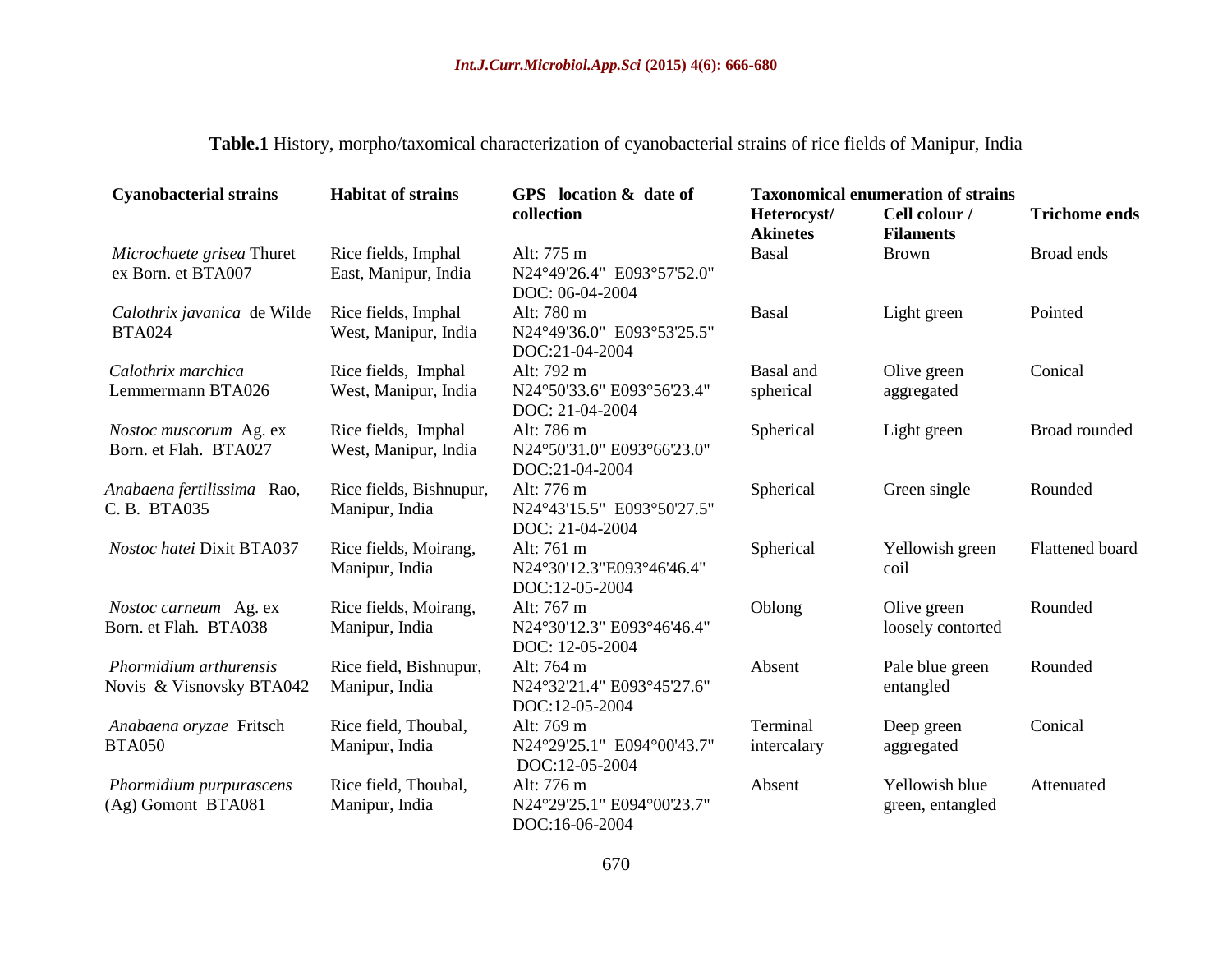**Table.1** History, morpho/taxomical characterization of cyanobacterial strains of rice fields of Manipur, India

| Cyanobacterial strains | Habitat of strains | GPS location & date of collection | Taxonomical enumeration of strains | | |
|---|---|---|---|---|---|
| | | | **Heterocyst/ Akinetes** | **Cell colour / Filaments** | **Trichome ends** |
| *Microchaete grisea* Thuret ex Born. et BTA007 | Rice fields, Imphal East, Manipur, India | Alt: 775 m N24°49'26.4" E093°57'52.0" DOC: 06-04-2004 | Basal | Brown | Broad ends |
| *Calothrix javanica* de Wilde BTA024 | Rice fields, Imphal West, Manipur, India | Alt: 780 m N24°49'36.0" E093°53'25.5" DOC:21-04-2004 | Basal | Light green | Pointed |
| *Calothrix marchica* Lemmermann BTA026 | Rice fields, Imphal West, Manipur, India | Alt: 792 m N24°50'33.6" E093°56'23.4" DOC: 21-04-2004 | Basal and spherical | Olive green aggregated | Conical |
| *Nostoc muscorum* Ag. ex Born. et Flah. BTA027 | Rice fields, Imphal West, Manipur, India | Alt: 786 m N24°50'31.0" E093°66'23.0" DOC:21-04-2004 | Spherical | Light green | Broad rounded |
| *Anabaena fertilissima* Rao, C. B. BTA035 | Rice fields, Bishnupur, Manipur, India | Alt: 776 m N24°43'15.5" E093°50'27.5" DOC: 21-04-2004 | Spherical | Green single | Rounded |
| *Nostoc hatei* Dixit BTA037 | Rice fields, Moirang, Manipur, India | Alt: 761 m N24°30'12.3"E093°46'46.4" DOC:12-05-2004 | Spherical | Yellowish green coil | Flattened board |
| *Nostoc carneum* Ag. ex Born. et Flah. BTA038 | Rice fields, Moirang, Manipur, India | Alt: 767 m N24°30'12.3" E093°46'46.4" DOC: 12-05-2004 | Oblong | Olive green loosely contorted | Rounded |
| *Phormidium arthurensis* Novis & Visnovsky BTA042 | Rice field, Bishnupur, Manipur, India | Alt: 764 m N24°32'21.4" E093°45'27.6" DOC:12-05-2004 | Absent | Pale blue green entangled | Rounded |
| *Anabaena oryzae* Fritsch BTA050 | Rice field, Thoubal, Manipur, India | Alt: 769 m N24°29'25.1" E094°00'43.7" DOC:12-05-2004 | Terminal intercalary | Deep green aggregated | Conical |
| *Phormidium purpurascens* (Ag) Gomont BTA081 | Rice field, Thoubal, Manipur, India | Alt: 776 m N24°29'25.1" E094°00'23.7" DOC:16-06-2004 | Absent | Yellowish blue green, entangled | Attenuated |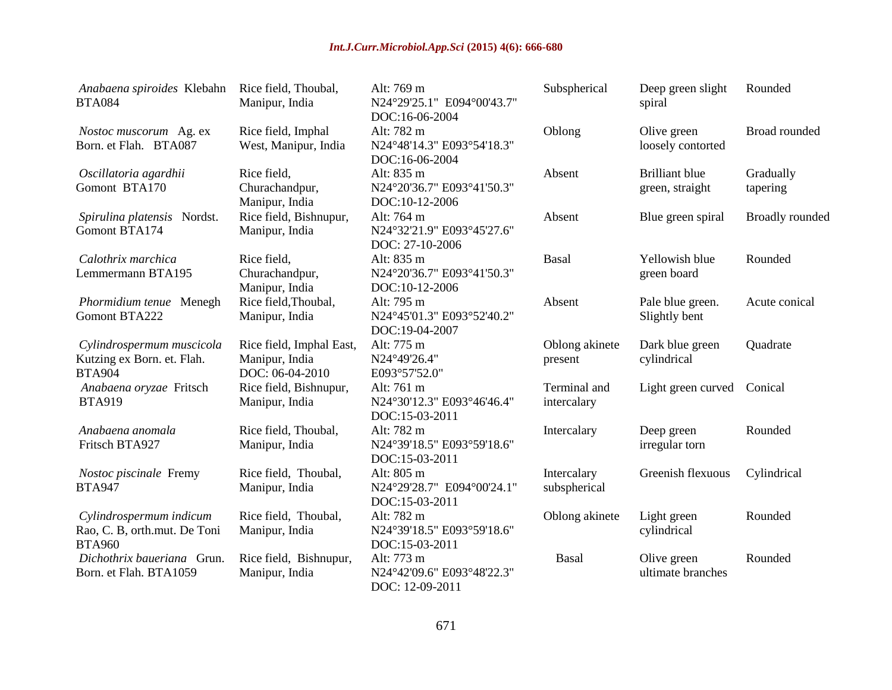| | | | | | |
|---|---|---|---|---|---|
| *Anabaena spiroides* Klebahn BTA084 | Rice field, Thoubal, Manipur, India | Alt: 769 m N24°29'25.1" E094°00'43.7" DOC:16-06-2004 | Subspherical | Deep green slight spiral | Rounded |
| *Nostoc muscorum* Ag. ex Born. et Flah. BTA087 | Rice field, Imphal West, Manipur, India | Alt: 782 m N24°48'14.3" E093°54'18.3" DOC:16-06-2004 | Oblong | Olive green loosely contorted | Broad rounded |
| *Oscillatoria agardhii* Gomont BTA170 | Rice field, Churachandpur, Manipur, India | Alt: 835 m N24°20'36.7" E093°41'50.3" DOC:10-12-2006 | Absent | Brilliant blue green, straight | Gradually tapering |
| *Spirulina platensis* Nordst. Gomont BTA174 | Rice field, Bishnupur, Manipur, India | Alt: 764 m N24°32'21.9" E093°45'27.6" DOC: 27-10-2006 | Absent | Blue green spiral | Broadly rounded |
| *Calothrix marchica* Lemmermann BTA195 | Rice field, Churachandpur, Manipur, India | Alt: 835 m N24°20'36.7" E093°41'50.3" DOC:10-12-2006 | Basal | Yellowish blue green board | Rounded |
| *Phormidium tenue* Menegh Gomont BTA222 | Rice field,Thoubal, Manipur, India | Alt: 795 m N24°45'01.3" E093°52'40.2" DOC:19-04-2007 | Absent | Pale blue green. Slightly bent | Acute conical |
| *Cylindrospermum muscicola* Kutzing ex Born. et. Flah. BTA904 | Rice field, Imphal East, Manipur, India DOC: 06-04-2010 | Alt: 775 m N24°49'26.4" E093°57'52.0" | Oblong akinete present | Dark blue green cylindrical | Quadrate |
| *Anabaena oryzae* Fritsch BTA919 | Rice field, Bishnupur, Manipur, India | Alt: 761 m N24°30'12.3" E093°46'46.4" DOC:15-03-2011 | Terminal and intercalary | Light green curved | Conical |
| *Anabaena anomala* Fritsch BTA927 | Rice field, Thoubal, Manipur, India | Alt: 782 m N24°39'18.5" E093°59'18.6" DOC:15-03-2011 | Intercalary | Deep green irregular torn | Rounded |
| *Nostoc piscinale* Fremy BTA947 | Rice field, Thoubal, Manipur, India | Alt: 805 m N24°29'28.7" E094°00'24.1" DOC:15-03-2011 | Intercalary subspherical | Greenish flexuous | Cylindrical |
| *Cylindrospermum indicum* Rao, C. B, orth.mut. De Toni BTA960 | Rice field, Thoubal, Manipur, India | Alt: 782 m N24°39'18.5" E093°59'18.6" DOC:15-03-2011 | Oblong akinete | Light green cylindrical | Rounded |
| *Dichothrix baueriana* Grun. Born. et Flah. BTA1059 | Rice field, Bishnupur, Manipur, India | Alt: 773 m N24°42'09.6" E093°48'22.3" DOC: 12-09-2011 | Basal | Olive green ultimate branches | Rounded |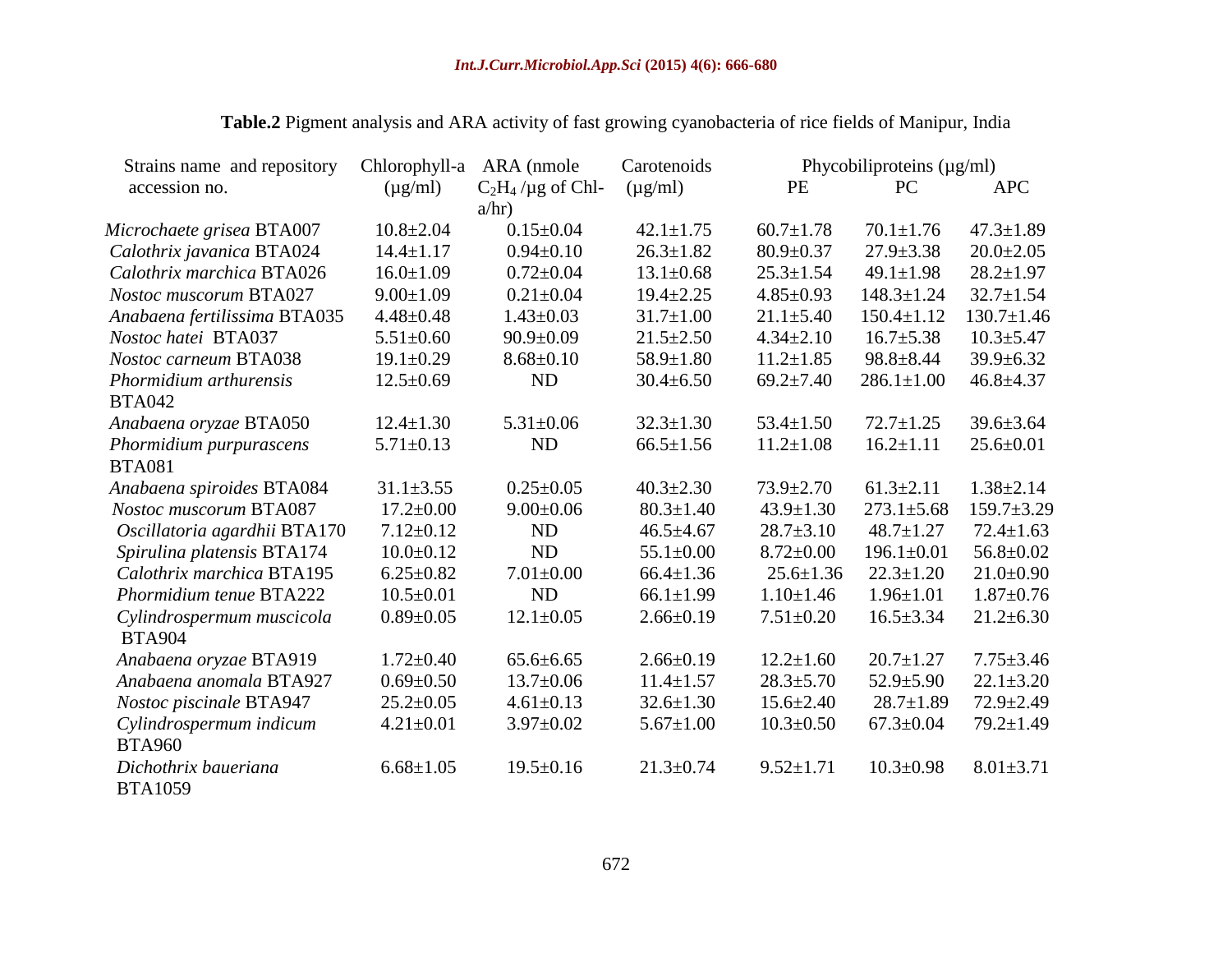**Table.2** Pigment analysis and ARA activity of fast growing cyanobacteria of rice fields of Manipur, India

| Strains name and repository accession no. | Chlorophyll-a (µg/ml) | ARA (nmole $C_2H_4$ /µg of Chl-a/hr) | Carotenoids (µg/ml) | Phycobiliproteins (µg/ml) | | |
|---|---|---|---|---|---|---|
| | | | | PE | PC | APC |
| *Microchaete grisea* BTA007 | 10.8±2.04 | 0.15±0.04 | 42.1±1.75 | 60.7±1.78 | 70.1±1.76 | 47.3±1.89 |
| *Calothrix javanica* BTA024 | 14.4±1.17 | 0.94±0.10 | 26.3±1.82 | 80.9±0.37 | 27.9±3.38 | 20.0±2.05 |
| *Calothrix marchica* BTA026 | 16.0±1.09 | 0.72±0.04 | 13.1±0.68 | 25.3±1.54 | 49.1±1.98 | 28.2±1.97 |
| *Nostoc muscorum* BTA027 | 9.00±1.09 | 0.21±0.04 | 19.4±2.25 | 4.85±0.93 | 148.3±1.24 | 32.7±1.54 |
| *Anabaena fertilissima* BTA035 | 4.48±0.48 | 1.43±0.03 | 31.7±1.00 | 21.1±5.40 | 150.4±1.12 | 130.7±1.46 |
| *Nostoc hatei* BTA037 | 5.51±0.60 | 90.9±0.09 | 21.5±2.50 | 4.34±2.10 | 16.7±5.38 | 10.3±5.47 |
| *Nostoc carneum* BTA038 | 19.1±0.29 | 8.68±0.10 | 58.9±1.80 | 11.2±1.85 | 98.8±8.44 | 39.9±6.32 |
| *Phormidium arthurensis* BTA042 | 12.5±0.69 | ND | 30.4±6.50 | 69.2±7.40 | 286.1±1.00 | 46.8±4.37 |
| *Anabaena oryzae* BTA050 | 12.4±1.30 | 5.31±0.06 | 32.3±1.30 | 53.4±1.50 | 72.7±1.25 | 39.6±3.64 |
| *Phormidium purpurascens* BTA081 | 5.71±0.13 | ND | 66.5±1.56 | 11.2±1.08 | 16.2±1.11 | 25.6±0.01 |
| *Anabaena spiroides* BTA084 | 31.1±3.55 | 0.25±0.05 | 40.3±2.30 | 73.9±2.70 | 61.3±2.11 | 1.38±2.14 |
| *Nostoc muscorum* BTA087 | 17.2±0.00 | 9.00±0.06 | 80.3±1.40 | 43.9±1.30 | 273.1±5.68 | 159.7±3.29 |
| *Oscillatoria agardhii* BTA170 | 7.12±0.12 | ND | 46.5±4.67 | 28.7±3.10 | 48.7±1.27 | 72.4±1.63 |
| *Spirulina platensis* BTA174 | 10.0±0.12 | ND | 55.1±0.00 | 8.72±0.00 | 196.1±0.01 | 56.8±0.02 |
| *Calothrix marchica* BTA195 | 6.25±0.82 | 7.01±0.00 | 66.4±1.36 | 25.6±1.36 | 22.3±1.20 | 21.0±0.90 |
| *Phormidium tenue* BTA222 | 10.5±0.01 | ND | 66.1±1.99 | 1.10±1.46 | 1.96±1.01 | 1.87±0.76 |
| *Cylindrospermum muscicola* BTA904 | 0.89±0.05 | 12.1±0.05 | 2.66±0.19 | 7.51±0.20 | 16.5±3.34 | 21.2±6.30 |
| *Anabaena oryzae* BTA919 | 1.72±0.40 | 65.6±6.65 | 2.66±0.19 | 12.2±1.60 | 20.7±1.27 | 7.75±3.46 |
| *Anabaena anomala* BTA927 | 0.69±0.50 | 13.7±0.06 | 11.4±1.57 | 28.3±5.70 | 52.9±5.90 | 22.1±3.20 |
| *Nostoc piscinale* BTA947 | 25.2±0.05 | 4.61±0.13 | 32.6±1.30 | 15.6±2.40 | 28.7±1.89 | 72.9±2.49 |
| *Cylindrospermum indicum* BTA960 | 4.21±0.01 | 3.97±0.02 | 5.67±1.00 | 10.3±0.50 | 67.3±0.04 | 79.2±1.49 |
| *Dichothrix baueriana* BTA1059 | 6.68±1.05 | 19.5±0.16 | 21.3±0.74 | 9.52±1.71 | 10.3±0.98 | 8.01±3.71 |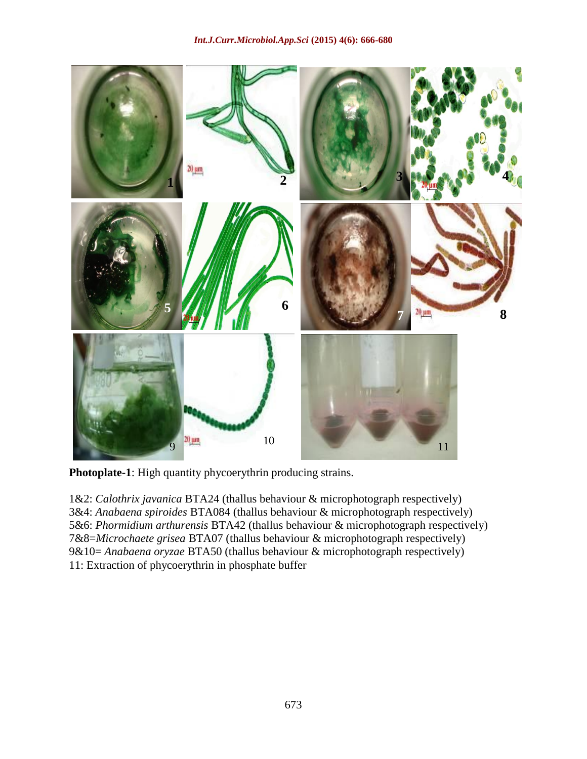**Photoplate-1**: High quantity phycoerythrin producing strains.

1&2: *Calothrix javanica* BTA24 (thallus behaviour & microphotograph respectively)
3&4: *Anabaena spiroides* BTA084 (thallus behaviour & microphotograph respectively)
5&6: *Phormidium arthurensis* BTA42 (thallus behaviour & microphotograph respectively)
7&8=*Microchaete grisea* BTA07 (thallus behaviour & microphotograph respectively)
9&10= *Anabaena oryzae* BTA50 (thallus behaviour & microphotograph respectively)
11: Extraction of phycoerythrin in phosphate buffer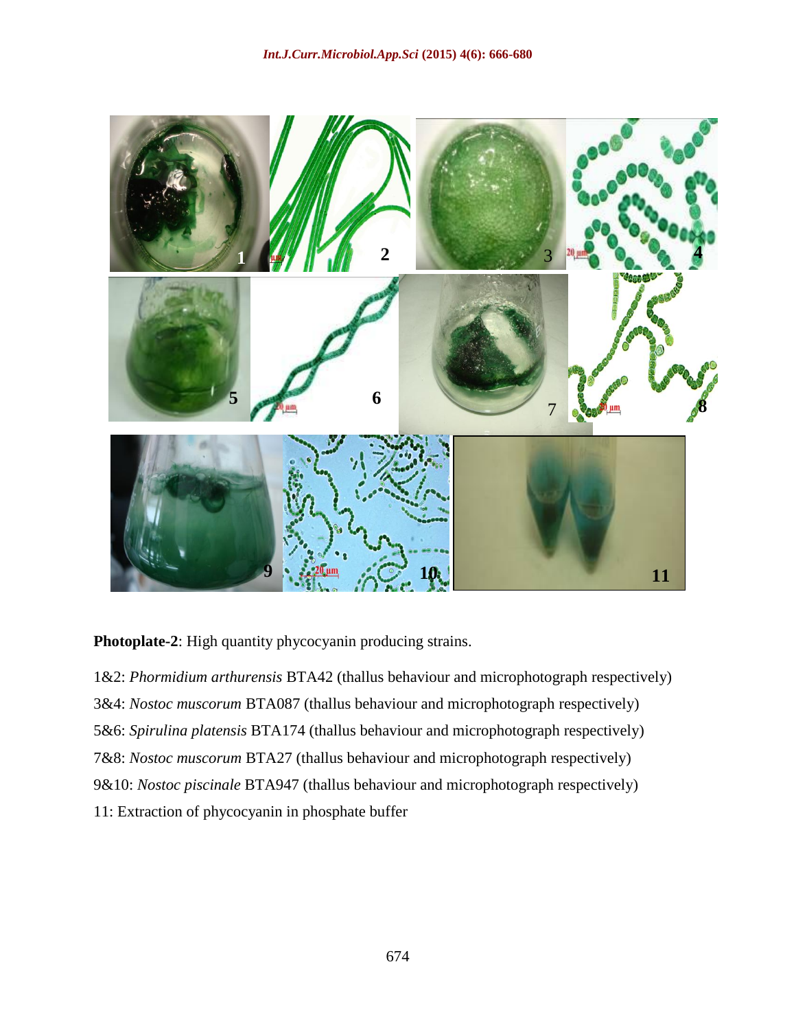**Photoplate-2**: High quantity phycocyanin producing strains.

1&2: *Phormidium arthurensis* BTA42 (thallus behaviour and microphotograph respectively)

3&4: *Nostoc muscorum* BTA087 (thallus behaviour and microphotograph respectively)

5&6: *Spirulina platensis* BTA174 (thallus behaviour and microphotograph respectively)

7&8: *Nostoc muscorum* BTA27 (thallus behaviour and microphotograph respectively)

9&10: *Nostoc piscinale* BTA947 (thallus behaviour and microphotograph respectively)

11: Extraction of phycocyanin in phosphate buffer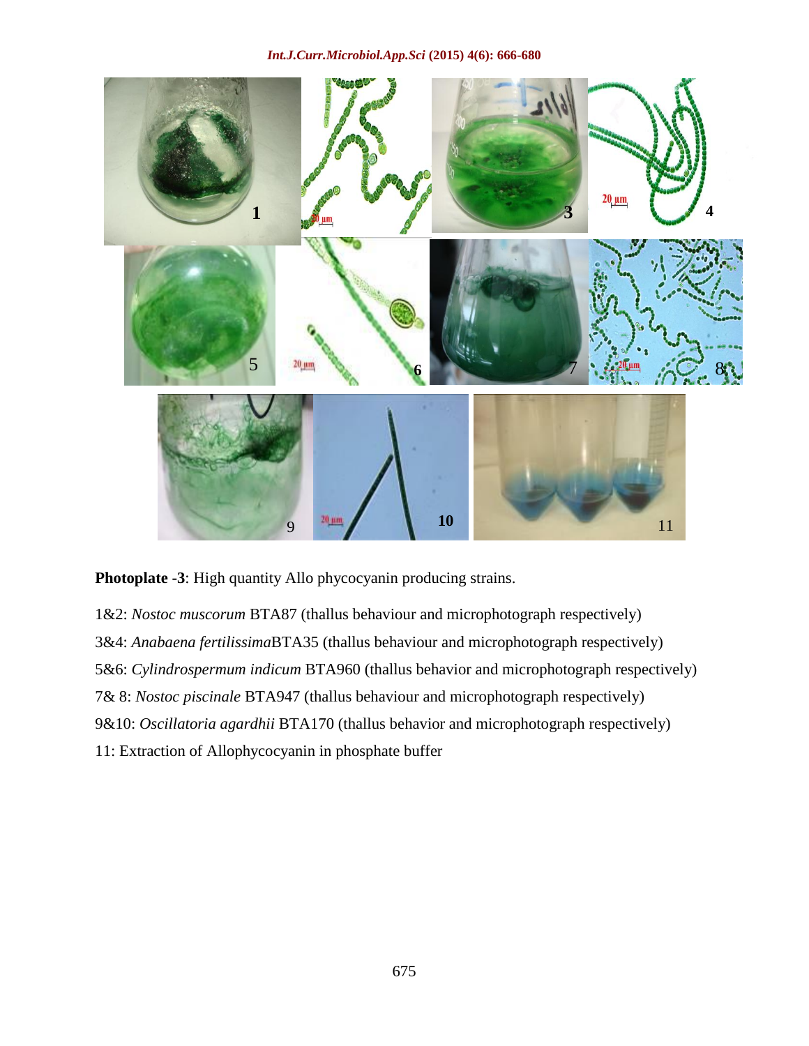**Photoplate -3**: High quantity Allo phycocyanin producing strains.

1&2: *Nostoc muscorum* BTA87 (thallus behaviour and microphotograph respectively)

3&4: *Anabaena fertilissima*BTA35 (thallus behaviour and microphotograph respectively)

5&6: *Cylindrospermum indicum* BTA960 (thallus behavior and microphotograph respectively)

7& 8: *Nostoc piscinale* BTA947 (thallus behaviour and microphotograph respectively)

9&10: *Oscillatoria agardhii* BTA170 (thallus behavior and microphotograph respectively)

11: Extraction of Allophycocyanin in phosphate buffer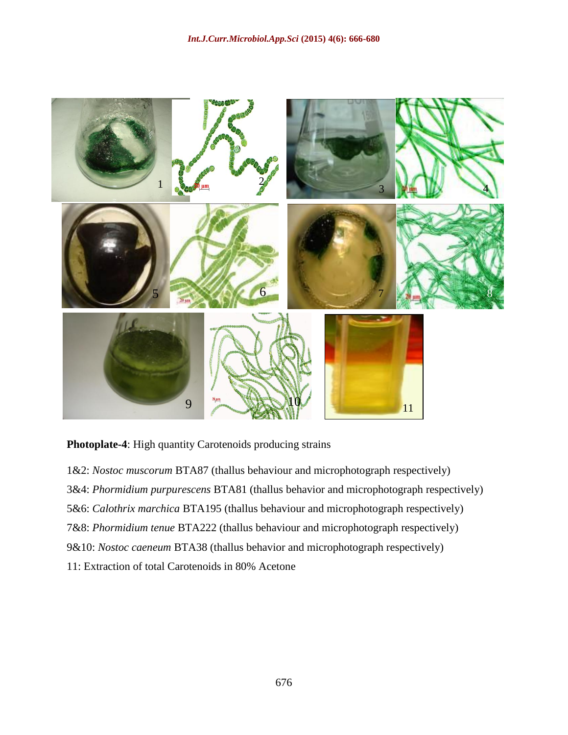**Photoplate-4**: High quantity Carotenoids producing strains

1&2: *Nostoc muscorum* BTA87 (thallus behaviour and microphotograph respectively)

3&4: *Phormidium purpurescens* BTA81 (thallus behavior and microphotograph respectively)

5&6: *Calothrix marchica* BTA195 (thallus behaviour and microphotograph respectively)

7&8: *Phormidium tenue* BTA222 (thallus behaviour and microphotograph respectively)

9&10: *Nostoc caeneum* BTA38 (thallus behavior and microphotograph respectively)

11: Extraction of total Carotenoids in 80% Acetone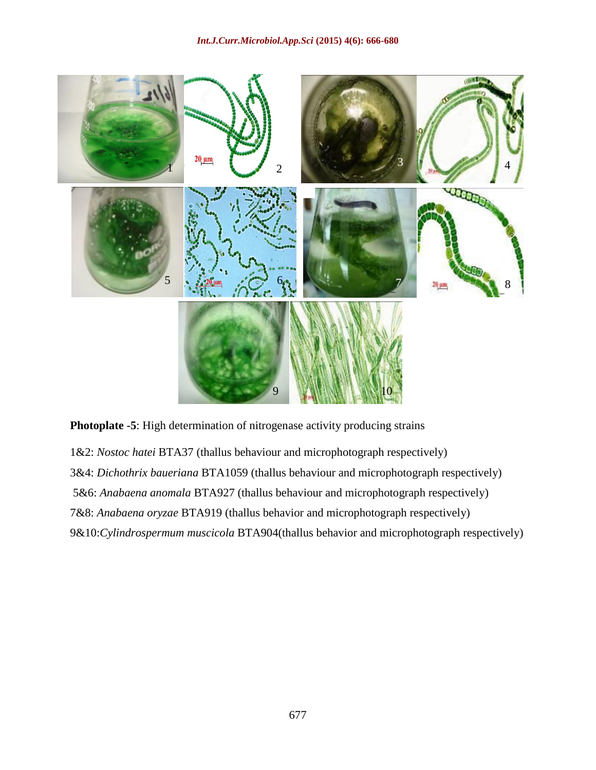**Photoplate -5**: High determination of nitrogenase activity producing strains

1&2: *Nostoc hatei* BTA37 (thallus behaviour and microphotograph respectively)

3&4: *Dichothrix baueriana* BTA1059 (thallus behaviour and microphotograph respectively)

5&6: *Anabaena anomala* BTA927 (thallus behaviour and microphotograph respectively)

7&8: *Anabaena oryzae* BTA919 (thallus behavior and microphotograph respectively)

9&10:*Cylindrospermum muscicola* BTA904(thallus behavior and microphotograph respectively)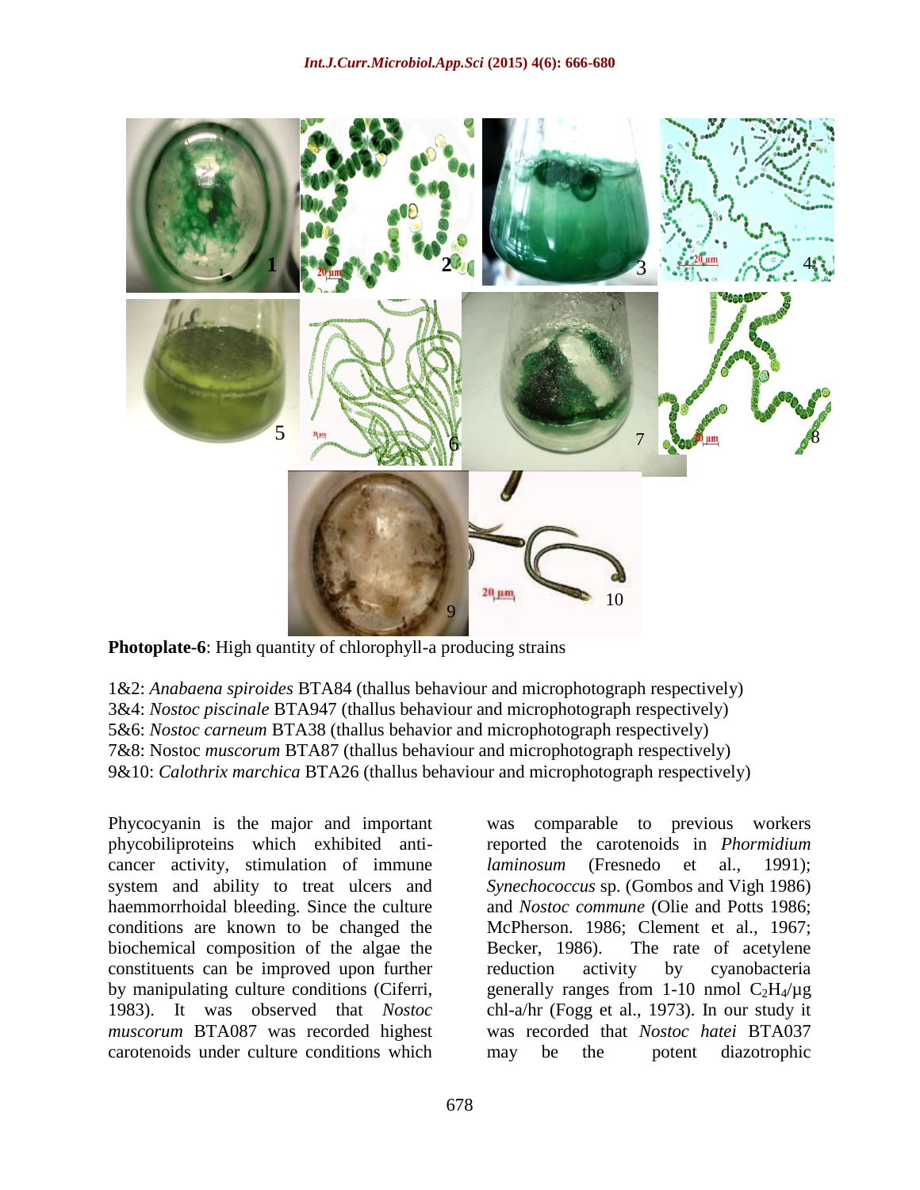**Photoplate-6**: High quantity of chlorophyll-a producing strains

1&2: *Anabaena spiroides* BTA84 (thallus behaviour and microphotograph respectively)
3&4: *Nostoc piscinale* BTA947 (thallus behaviour and microphotograph respectively)
5&6: *Nostoc carneum* BTA38 (thallus behavior and microphotograph respectively)
7&8: Nostoc *muscorum* BTA87 (thallus behaviour and microphotograph respectively)
9&10: *Calothrix marchica* BTA26 (thallus behaviour and microphotograph respectively)

Phycocyanin is the major and important phycobiliproteins which exhibited anti-cancer activity, stimulation of immune system and ability to treat ulcers and haemmorrhoidal bleeding. Since the culture conditions are known to be changed the biochemical composition of the algae the constituents can be improved upon further by manipulating culture conditions (Ciferri, 1983). It was observed that *Nostoc muscorum* BTA087 was recorded highest carotenoids under culture conditions which was comparable to previous workers reported the carotenoids in *Phormidium laminosum* (Fresnedo et al., 1991); *Synechococcus* sp. (Gombos and Vigh 1986) and *Nostoc commune* (Olie and Potts 1986; McPherson. 1986; Clement et al., 1967; Becker, 1986). The rate of acetylene reduction activity by cyanobacteria generally ranges from 1-10 nmol $C_2H_4$/μg chl-a/hr (Fogg et al., 1973). In our study it was recorded that *Nostoc hatei* BTA037 may be the potent diazotrophic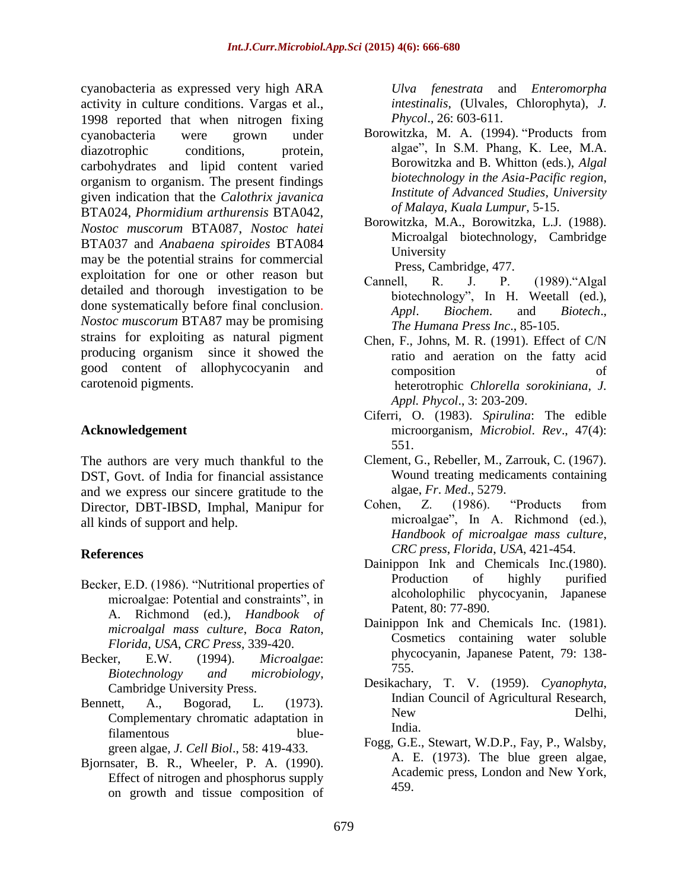cyanobacteria as expressed very high ARA activity in culture conditions. Vargas et al., 1998 reported that when nitrogen fixing cyanobacteria were grown under diazotrophic conditions, protein, carbohydrates and lipid content varied organism to organism. The present findings given indication that the *Calothrix javanica* BTA024, *Phormidium arthurensis* BTA042, *Nostoc muscorum* BTA087, *Nostoc hatei* BTA037 and *Anabaena spiroides* BTA084 may be the potential strains for commercial exploitation for one or other reason but detailed and thorough investigation to be done systematically before final conclusion. *Nostoc muscorum* BTA87 may be promising strains for exploiting as natural pigment producing organism since it showed the good content of allophycocyanin and carotenoid pigments.

## Acknowledgement

The authors are very much thankful to the DST, Govt. of India for financial assistance and we express our sincere gratitude to the Director, DBT-IBSD, Imphal, Manipur for all kinds of support and help.

## References

- Becker, E.D. (1986). "Nutritional properties of microalgae: Potential and constraints", in A. Richmond (ed.), *Handbook of microalgal mass culture*, *Boca Raton*, *Florida*, *USA*, *CRC Press*, 339-420.
- Becker, E.W. (1994). *Microalgae*: *Biotechnology and microbiology*, Cambridge University Press.
- Bennett, A., Bogorad, L. (1973). Complementary chromatic adaptation in filamentous blue-green algae, *J. Cell Biol*., 58: 419-433.
- Bjornsater, B. R., Wheeler, P. A. (1990). Effect of nitrogen and phosphorus supply on growth and tissue composition of *Ulva fenestrata* and *Enteromorpha intestinalis*, (Ulvales, Chlorophyta), *J. Phycol*., 26: 603-611.
- Borowitzka, M. A. (1994). "Products from algae", In S.M. Phang, K. Lee, M.A. Borowitzka and B. Whitton (eds.), *Algal biotechnology in the Asia-Pacific region*, *Institute of Advanced Studies*, *University of Malaya*, *Kuala Lumpur*, 5-15.
- Borowitzka, M.A., Borowitzka, L.J. (1988). Microalgal biotechnology, Cambridge University Press, Cambridge, 477.
- Cannell, R. J. P. (1989)."Algal biotechnology", In H. Weetall (ed.), *Appl*. *Biochem*. and *Biotech*., *The Humana Press Inc*., 85-105.
- Chen, F., Johns, M. R. (1991). Effect of C/N ratio and aeration on the fatty acid composition of heterotrophic *Chlorella sorokiniana*, *J. Appl. Phycol*., 3: 203-209.
- Ciferri, O. (1983). *Spirulina*: The edible microorganism, *Microbiol*. *Rev*., 47(4): 551.
- Clement, G., Rebeller, M., Zarrouk, C. (1967). Wound treating medicaments containing algae, *Fr*. *Med*., 5279.
- Cohen, Z. (1986). "Products from microalgae", In A. Richmond (ed.), *Handbook of microalgae mass culture*, *CRC press*, *Florida*, *USA*, 421-454.
- Dainippon Ink and Chemicals Inc.(1980). Production of highly purified alcoholophilic phycocyanin, Japanese Patent, 80: 77-890.
- Dainippon Ink and Chemicals Inc. (1981). Cosmetics containing water soluble phycocyanin, Japanese Patent, 79: 138-755.
- Desikachary, T. V. (1959). *Cyanophyta*, Indian Council of Agricultural Research, New Delhi, India.
- Fogg, G.E., Stewart, W.D.P., Fay, P., Walsby, A. E. (1973). The blue green algae, Academic press, London and New York, 459.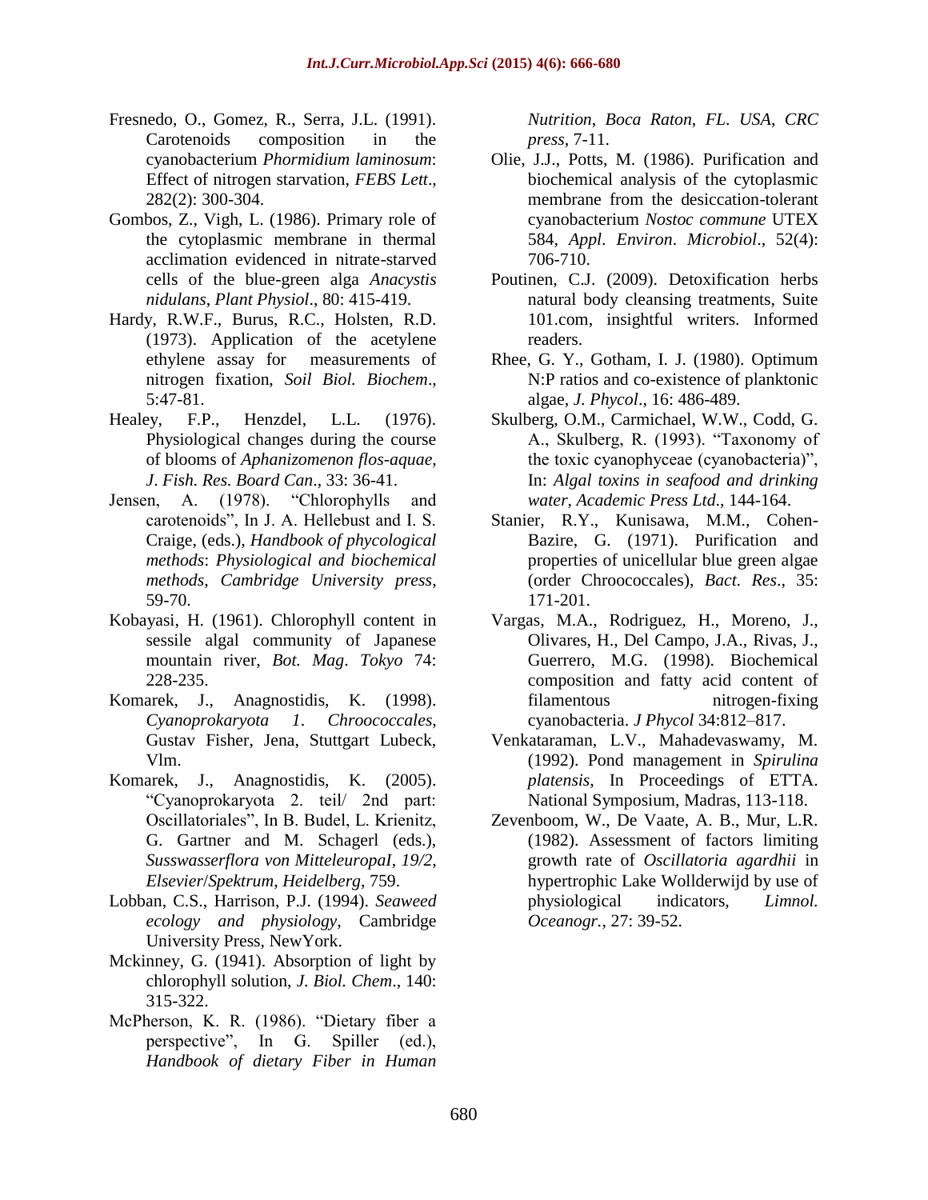Fresnedo, O., Gomez, R., Serra, J.L. (1991). Carotenoids composition in the cyanobacterium *Phormidium laminosum*: Effect of nitrogen starvation, *FEBS Lett*., 282(2): 300-304.

Gombos, Z., Vigh, L. (1986). Primary role of the cytoplasmic membrane in thermal acclimation evidenced in nitrate-starved cells of the blue-green alga *Anacystis nidulans*, *Plant Physiol*., 80: 415-419.

Hardy, R.W.F., Burus, R.C., Holsten, R.D. (1973). Application of the acetylene ethylene assay for measurements of nitrogen fixation, *Soil Biol. Biochem*., 5:47-81.

Healey, F.P., Henzdel, L.L. (1976). Physiological changes during the course of blooms of *Aphanizomenon flos-aquae*, *J*. *Fish. Res. Board Can*., 33: 36-41.

Jensen, A. (1978). "Chlorophylls and carotenoids", In J. A. Hellebust and I. S. Craige, (eds.), *Handbook of phycological methods*: *Physiological and biochemical methods*, *Cambridge University press*, 59-70.

Kobayasi, H. (1961). Chlorophyll content in sessile algal community of Japanese mountain river, *Bot. Mag*. *Tokyo* 74: 228-235.

Komarek, J., Anagnostidis, K. (1998). *Cyanoprokaryota 1*. *Chroococcales*, Gustav Fisher, Jena, Stuttgart Lubeck, Vlm.

Komarek, J., Anagnostidis, K. (2005). "Cyanoprokaryota 2. teil/ 2nd part: Oscillatoriales", In B. Budel, L. Krienitz, G. Gartner and M. Schagerl (eds.), *Susswasserflora von MitteleuropaI*, *19/2*, *Elsevier*/*Spektrum*, *Heidelberg*, 759.

Lobban, C.S., Harrison, P.J. (1994). *Seaweed ecology and physiology*, Cambridge University Press, NewYork.

Mckinney, G. (1941). Absorption of light by chlorophyll solution, *J. Biol. Chem*., 140: 315-322.

McPherson, K. R. (1986). "Dietary fiber a perspective", In G. Spiller (ed.), *Handbook of dietary Fiber in Human Nutrition*, *Boca Raton*, *FL*. *USA*, *CRC press*, 7-11.

Olie, J.J., Potts, M. (1986). Purification and biochemical analysis of the cytoplasmic membrane from the desiccation-tolerant cyanobacterium *Nostoc commune* UTEX 584, *Appl*. *Environ*. *Microbiol*., 52(4): 706-710.

Poutinen, C.J. (2009). Detoxification herbs natural body cleansing treatments, Suite 101.com, insightful writers. Informed readers.

Rhee, G. Y., Gotham, I. J. (1980). Optimum N:P ratios and co-existence of planktonic algae, *J. Phycol*., 16: 486-489.

Skulberg, O.M., Carmichael, W.W., Codd, G. A., Skulberg, R. (1993). "Taxonomy of the toxic cyanophyceae (cyanobacteria)", In: *Algal toxins in seafood and drinking water*, *Academic Press Ltd*., 144-164.

Stanier, R.Y., Kunisawa, M.M., Cohen-Bazire, G. (1971). Purification and properties of unicellular blue green algae (order Chroococcales), *Bact. Res*., 35: 171-201.

Vargas, M.A., Rodriguez, H., Moreno, J., Olivares, H., Del Campo, J.A., Rivas, J., Guerrero, M.G. (1998). Biochemical composition and fatty acid content of filamentous nitrogen-fixing cyanobacteria. *J Phycol* 34:812–817.

Venkataraman, L.V., Mahadevaswamy, M. (1992). Pond management in *Spirulina platensis*, In Proceedings of ETTA. National Symposium, Madras, 113-118.

Zevenboom, W., De Vaate, A. B., Mur, L.R. (1982). Assessment of factors limiting growth rate of *Oscillatoria agardhii* in hypertrophic Lake Wollderwijd by use of physiological indicators, *Limnol. Oceanogr.*, 27: 39-52.